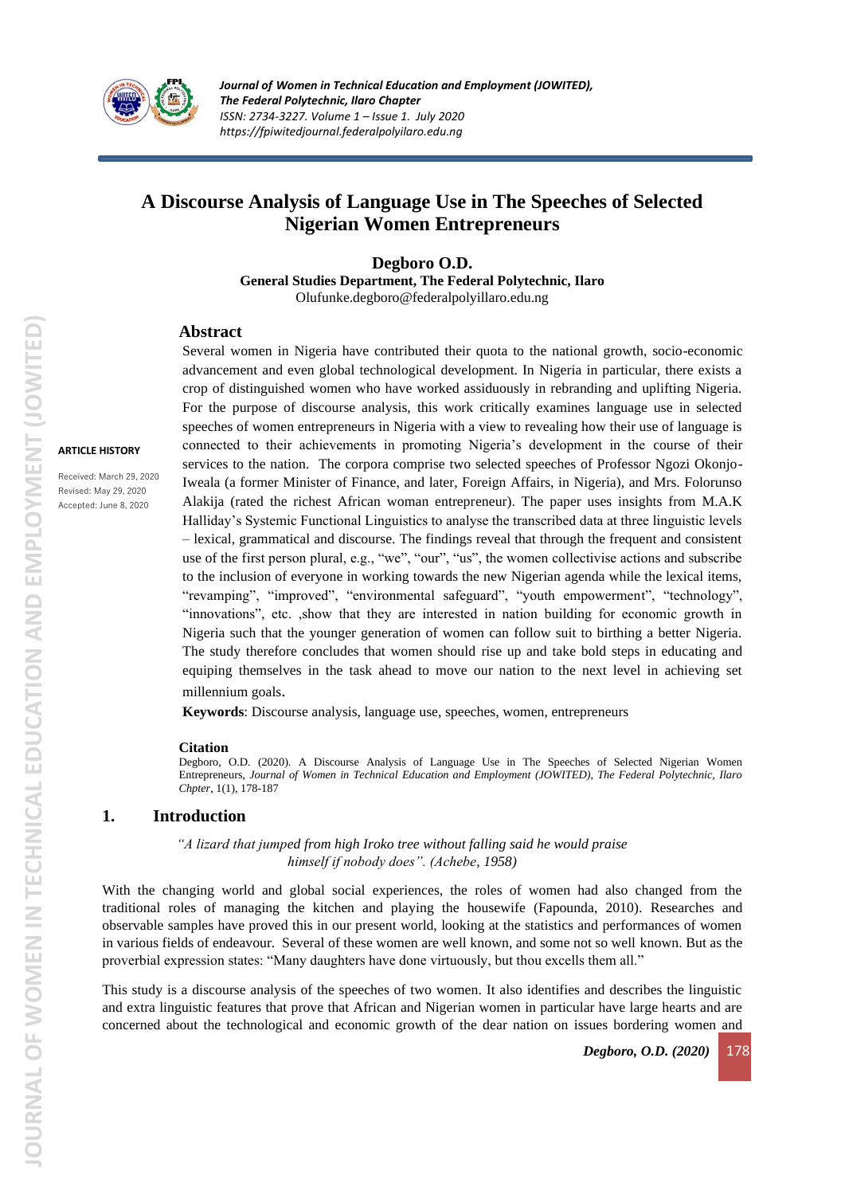# A Discourse Analysis of Language Use in The Speeches of Selected Nigerian Women Entrepreneurs

**Degboro O.D.**

**General Studies Department, The Federal Polytechnic, Ilaro**

Olufunke.degboro@federalpolyillaro.edu.ng

**ARTICLE HISTORY**

Received: March 29, 2020
Revised: May 29, 2020
Accepted: June 8, 2020

## Abstract

Several women in Nigeria have contributed their quota to the national growth, socio-economic advancement and even global technological development. In Nigeria in particular, there exists a crop of distinguished women who have worked assiduously in rebranding and uplifting Nigeria. For the purpose of discourse analysis, this work critically examines language use in selected speeches of women entrepreneurs in Nigeria with a view to revealing how their use of language is connected to their achievements in promoting Nigeria's development in the course of their services to the nation. The corpora comprise two selected speeches of Professor Ngozi Okonjo-Iweala (a former Minister of Finance, and later, Foreign Affairs, in Nigeria), and Mrs. Folorunso Alakija (rated the richest African woman entrepreneur). The paper uses insights from M.A.K Halliday's Systemic Functional Linguistics to analyse the transcribed data at three linguistic levels – lexical, grammatical and discourse. The findings reveal that through the frequent and consistent use of the first person plural, e.g., "we", "our", "us", the women collectivise actions and subscribe to the inclusion of everyone in working towards the new Nigerian agenda while the lexical items, "revamping", "improved", "environmental safeguard", "youth empowerment", "technology", "innovations", etc. ,show that they are interested in nation building for economic growth in Nigeria such that the younger generation of women can follow suit to birthing a better Nigeria. The study therefore concludes that women should rise up and take bold steps in educating and equiping themselves in the task ahead to move our nation to the next level in achieving set millennium goals.

**Keywords**: Discourse analysis, language use, speeches, women, entrepreneurs

**Citation**

Degboro, O.D. (2020). A Discourse Analysis of Language Use in The Speeches of Selected Nigerian Women Entrepreneurs, *Journal of Women in Technical Education and Employment (JOWITED), The Federal Polytechnic, Ilaro Chpter*, 1(1), 178-187

## 1. Introduction

*"A lizard that jumped from high Iroko tree without falling said he would praise himself if nobody does". (Achebe, 1958)*

With the changing world and global social experiences, the roles of women had also changed from the traditional roles of managing the kitchen and playing the housewife (Fapounda, 2010). Researches and observable samples have proved this in our present world, looking at the statistics and performances of women in various fields of endeavour. Several of these women are well known, and some not so well known. But as the proverbial expression states: "Many daughters have done virtuously, but thou excells them all."

This study is a discourse analysis of the speeches of two women. It also identifies and describes the linguistic and extra linguistic features that prove that African and Nigerian women in particular have large hearts and are concerned about the technological and economic growth of the dear nation on issues bordering women and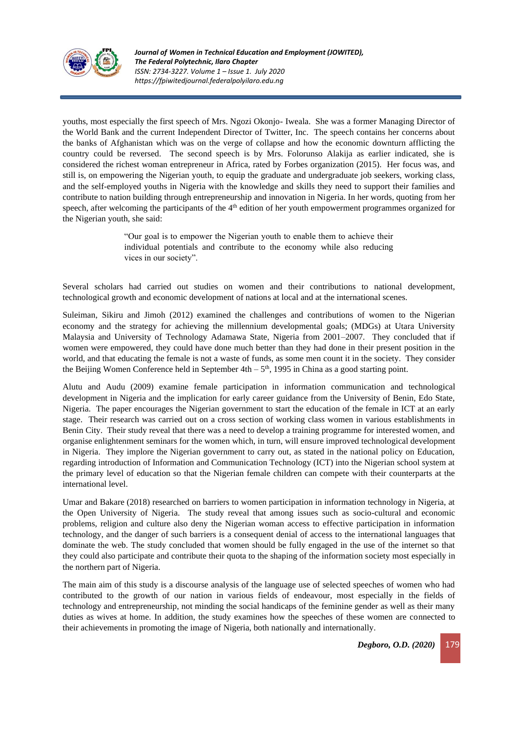youths, most especially the first speech of Mrs. Ngozi Okonjo- Iweala. She was a former Managing Director of the World Bank and the current Independent Director of Twitter, Inc. The speech contains her concerns about the banks of Afghanistan which was on the verge of collapse and how the economic downturn afflicting the country could be reversed. The second speech is by Mrs. Folorunso Alakija as earlier indicated, she is considered the richest woman entrepreneur in Africa, rated by Forbes organization (2015). Her focus was, and still is, on empowering the Nigerian youth, to equip the graduate and undergraduate job seekers, working class, and the self-employed youths in Nigeria with the knowledge and skills they need to support their families and contribute to nation building through entrepreneurship and innovation in Nigeria. In her words, quoting from her speech, after welcoming the participants of the 4th edition of her youth empowerment programmes organized for the Nigerian youth, she said:

> "Our goal is to empower the Nigerian youth to enable them to achieve their individual potentials and contribute to the economy while also reducing vices in our society".

Several scholars had carried out studies on women and their contributions to national development, technological growth and economic development of nations at local and at the international scenes.

Suleiman, Sikiru and Jimoh (2012) examined the challenges and contributions of women to the Nigerian economy and the strategy for achieving the millennium developmental goals; (MDGs) at Utara University Malaysia and University of Technology Adamawa State, Nigeria from 2001–2007. They concluded that if women were empowered, they could have done much better than they had done in their present position in the world, and that educating the female is not a waste of funds, as some men count it in the society. They consider the Beijing Women Conference held in September 4th – 5th, 1995 in China as a good starting point.

Alutu and Audu (2009) examine female participation in information communication and technological development in Nigeria and the implication for early career guidance from the University of Benin, Edo State, Nigeria. The paper encourages the Nigerian government to start the education of the female in ICT at an early stage. Their research was carried out on a cross section of working class women in various establishments in Benin City. Their study reveal that there was a need to develop a training programme for interested women, and organise enlightenment seminars for the women which, in turn, will ensure improved technological development in Nigeria. They implore the Nigerian government to carry out, as stated in the national policy on Education, regarding introduction of Information and Communication Technology (ICT) into the Nigerian school system at the primary level of education so that the Nigerian female children can compete with their counterparts at the international level.

Umar and Bakare (2018) researched on barriers to women participation in information technology in Nigeria, at the Open University of Nigeria. The study reveal that among issues such as socio-cultural and economic problems, religion and culture also deny the Nigerian woman access to effective participation in information technology, and the danger of such barriers is a consequent denial of access to the international languages that dominate the web. The study concluded that women should be fully engaged in the use of the internet so that they could also participate and contribute their quota to the shaping of the information society most especially in the northern part of Nigeria.

The main aim of this study is a discourse analysis of the language use of selected speeches of women who had contributed to the growth of our nation in various fields of endeavour, most especially in the fields of technology and entrepreneurship, not minding the social handicaps of the feminine gender as well as their many duties as wives at home. In addition, the study examines how the speeches of these women are connected to their achievements in promoting the image of Nigeria, both nationally and internationally.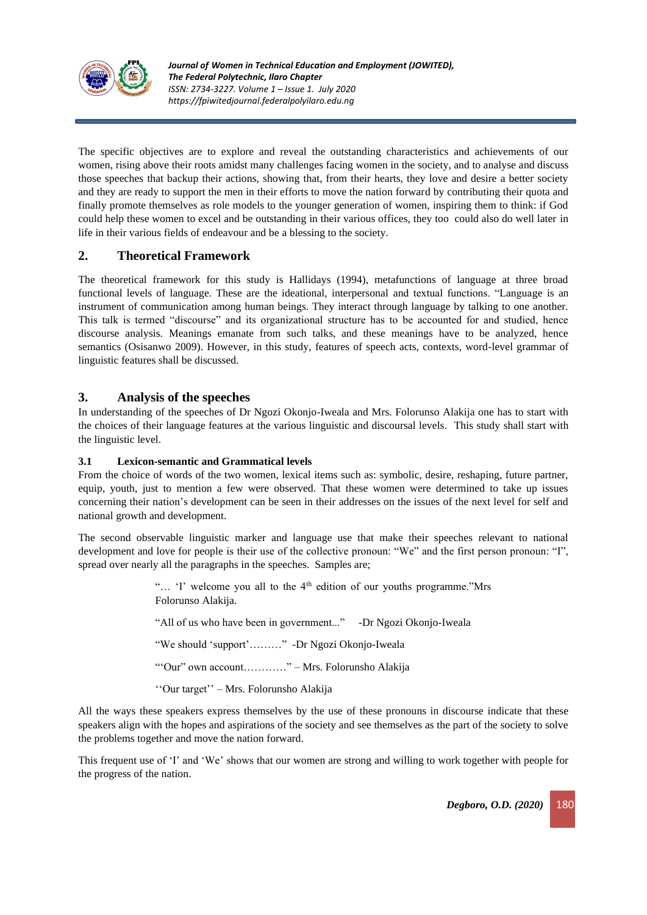The specific objectives are to explore and reveal the outstanding characteristics and achievements of our women, rising above their roots amidst many challenges facing women in the society, and to analyse and discuss those speeches that backup their actions, showing that, from their hearts, they love and desire a better society and they are ready to support the men in their efforts to move the nation forward by contributing their quota and finally promote themselves as role models to the younger generation of women, inspiring them to think: if God could help these women to excel and be outstanding in their various offices, they too could also do well later in life in their various fields of endeavour and be a blessing to the society.

## 2. Theoretical Framework

The theoretical framework for this study is Hallidays (1994), metafunctions of language at three broad functional levels of language. These are the ideational, interpersonal and textual functions. "Language is an instrument of communication among human beings. They interact through language by talking to one another. This talk is termed "discourse" and its organizational structure has to be accounted for and studied, hence discourse analysis. Meanings emanate from such talks, and these meanings have to be analyzed, hence semantics (Osisanwo 2009). However, in this study, features of speech acts, contexts, word-level grammar of linguistic features shall be discussed.

## 3. Analysis of the speeches

In understanding of the speeches of Dr Ngozi Okonjo-Iweala and Mrs. Folorunso Alakija one has to start with the choices of their language features at the various linguistic and discoursal levels. This study shall start with the linguistic level.

### 3.1 Lexicon-semantic and Grammatical levels

From the choice of words of the two women, lexical items such as: symbolic, desire, reshaping, future partner, equip, youth, just to mention a few were observed. That these women were determined to take up issues concerning their nation's development can be seen in their addresses on the issues of the next level for self and national growth and development.

The second observable linguistic marker and language use that make their speeches relevant to national development and love for people is their use of the collective pronoun: "We" and the first person pronoun: "I", spread over nearly all the paragraphs in the speeches. Samples are;

> "… 'I' welcome you all to the 4th edition of our youths programme."Mrs Folorunso Alakija.
>
> "All of us who have been in government..." -Dr Ngozi Okonjo-Iweala
>
> "We should 'support'………" -Dr Ngozi Okonjo-Iweala
>
> "'Our" own account…………" – Mrs. Folorunsho Alakija
>
> ''Our target'' – Mrs. Folorunsho Alakija

All the ways these speakers express themselves by the use of these pronouns in discourse indicate that these speakers align with the hopes and aspirations of the society and see themselves as the part of the society to solve the problems together and move the nation forward.

This frequent use of 'I' and 'We' shows that our women are strong and willing to work together with people for the progress of the nation.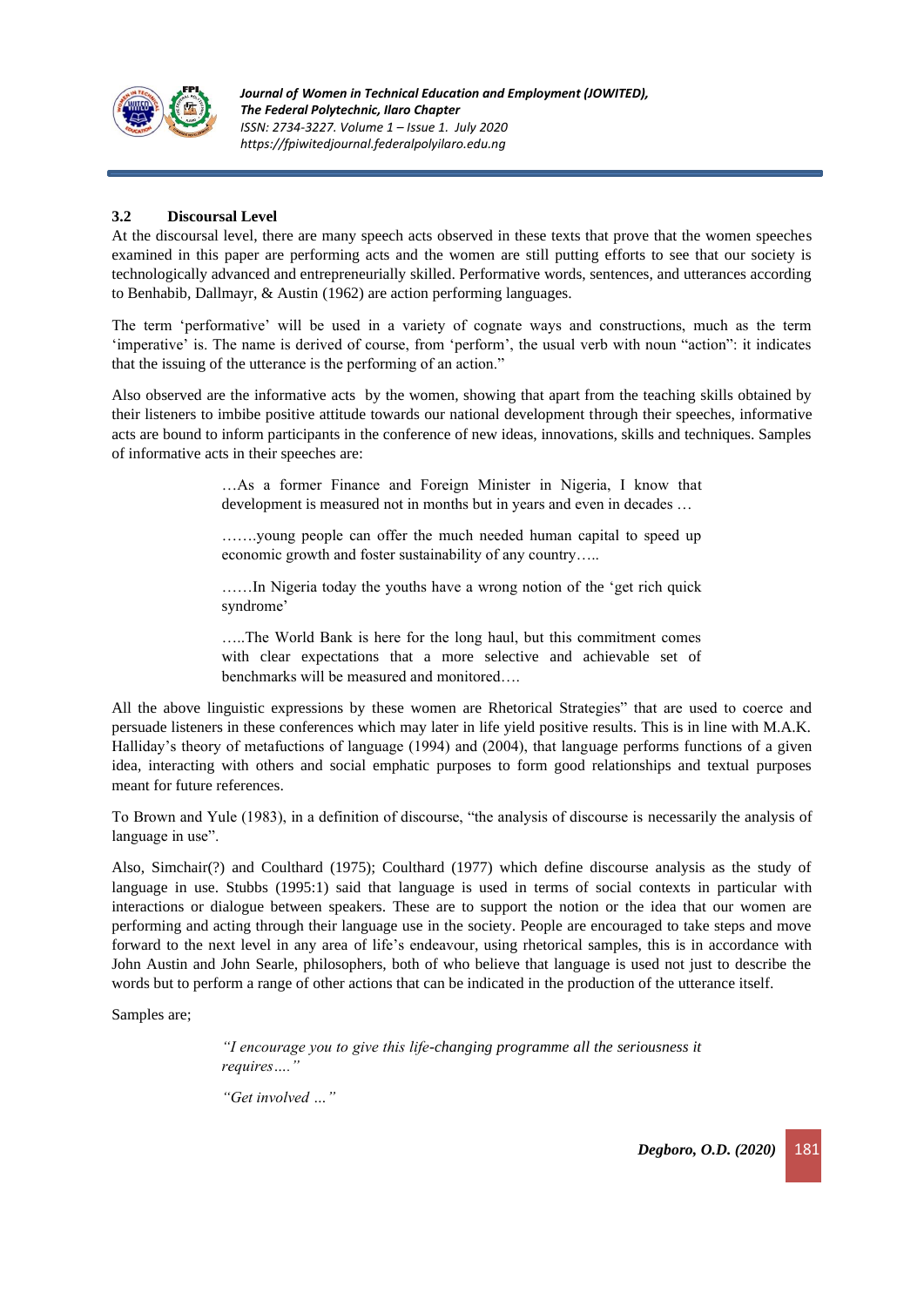### 3.2 Discoursal Level

At the discoursal level, there are many speech acts observed in these texts that prove that the women speeches examined in this paper are performing acts and the women are still putting efforts to see that our society is technologically advanced and entrepreneurially skilled. Performative words, sentences, and utterances according to Benhabib, Dallmayr, & Austin (1962) are action performing languages.

The term 'performative' will be used in a variety of cognate ways and constructions, much as the term 'imperative' is. The name is derived of course, from 'perform', the usual verb with noun "action": it indicates that the issuing of the utterance is the performing of an action."

Also observed are the informative acts by the women, showing that apart from the teaching skills obtained by their listeners to imbibe positive attitude towards our national development through their speeches, informative acts are bound to inform participants in the conference of new ideas, innovations, skills and techniques. Samples of informative acts in their speeches are:

> …As a former Finance and Foreign Minister in Nigeria, I know that development is measured not in months but in years and even in decades …
>
> …….young people can offer the much needed human capital to speed up economic growth and foster sustainability of any country…..
>
> ……In Nigeria today the youths have a wrong notion of the 'get rich quick syndrome'
>
> …..The World Bank is here for the long haul, but this commitment comes with clear expectations that a more selective and achievable set of benchmarks will be measured and monitored….

All the above linguistic expressions by these women are Rhetorical Strategies" that are used to coerce and persuade listeners in these conferences which may later in life yield positive results. This is in line with M.A.K. Halliday's theory of metafuctions of language (1994) and (2004), that language performs functions of a given idea, interacting with others and social emphatic purposes to form good relationships and textual purposes meant for future references.

To Brown and Yule (1983), in a definition of discourse, "the analysis of discourse is necessarily the analysis of language in use".

Also, Simchair(?) and Coulthard (1975); Coulthard (1977) which define discourse analysis as the study of language in use. Stubbs (1995:1) said that language is used in terms of social contexts in particular with interactions or dialogue between speakers. These are to support the notion or the idea that our women are performing and acting through their language use in the society. People are encouraged to take steps and move forward to the next level in any area of life's endeavour, using rhetorical samples, this is in accordance with John Austin and John Searle, philosophers, both of who believe that language is used not just to describe the words but to perform a range of other actions that can be indicated in the production of the utterance itself.

Samples are;

> *"I encourage you to give this life-changing programme all the seriousness it requires…."*
>
> *"Get involved …"*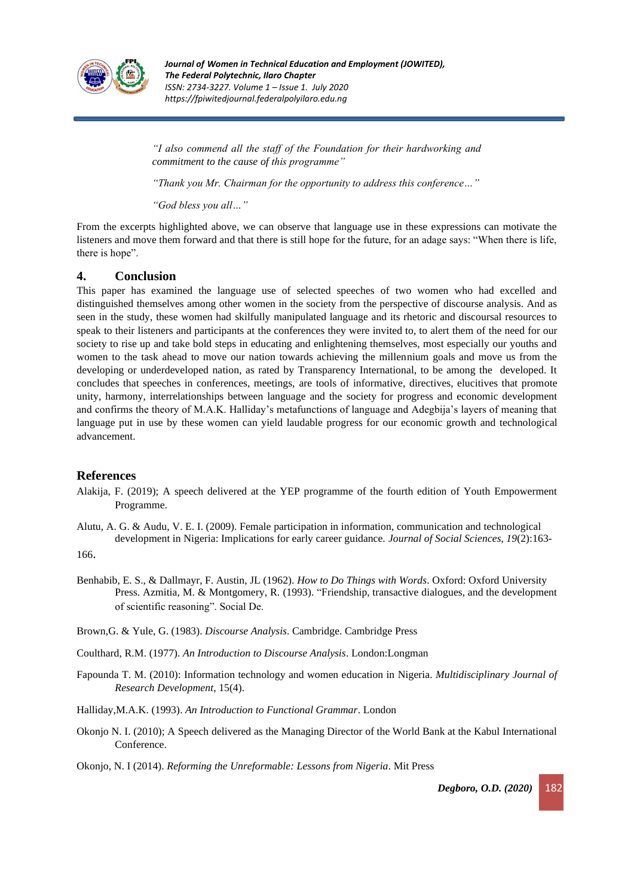*"I also commend all the staff of the Foundation for their hardworking and commitment to the cause of this programme"*

*"Thank you Mr. Chairman for the opportunity to address this conference…"*

*"God bless you all…"*

From the excerpts highlighted above, we can observe that language use in these expressions can motivate the listeners and move them forward and that there is still hope for the future, for an adage says: "When there is life, there is hope".

## 4. Conclusion

This paper has examined the language use of selected speeches of two women who had excelled and distinguished themselves among other women in the society from the perspective of discourse analysis. And as seen in the study, these women had skilfully manipulated language and its rhetoric and discoursal resources to speak to their listeners and participants at the conferences they were invited to, to alert them of the need for our society to rise up and take bold steps in educating and enlightening themselves, most especially our youths and women to the task ahead to move our nation towards achieving the millennium goals and move us from the developing or underdeveloped nation, as rated by Transparency International, to be among the developed. It concludes that speeches in conferences, meetings, are tools of informative, directives, elucitives that promote unity, harmony, interrelationships between language and the society for progress and economic development and confirms the theory of M.A.K. Halliday's metafunctions of language and Adegbija's layers of meaning that language put in use by these women can yield laudable progress for our economic growth and technological advancement.

## References

Alakija, F. (2019); A speech delivered at the YEP programme of the fourth edition of Youth Empowerment Programme.

Alutu, A. G. & Audu, V. E. I. (2009). Female participation in information, communication and technological development in Nigeria: Implications for early career guidance. *Journal of Social Sciences*, *19*(2):163-166.

Benhabib, E. S., & Dallmayr, F. Austin, JL (1962). *How to Do Things with Words*. Oxford: Oxford University Press. Azmitia, M. & Montgomery, R. (1993). "Friendship, transactive dialogues, and the development of scientific reasoning". Social De.

Brown,G. & Yule, G. (1983). *Discourse Analysis*. Cambridge. Cambridge Press

Coulthard, R.M. (1977). *An Introduction to Discourse Analysis*. London:Longman

Fapounda T. M. (2010): Information technology and women education in Nigeria. *Multidisciplinary Journal of Research Development*, 15(4).

Halliday,M.A.K. (1993). *An Introduction to Functional Grammar*. London

Okonjo N. I. (2010); A Speech delivered as the Managing Director of the World Bank at the Kabul International Conference.

Okonjo, N. I (2014). *Reforming the Unreformable: Lessons from Nigeria*. Mit Press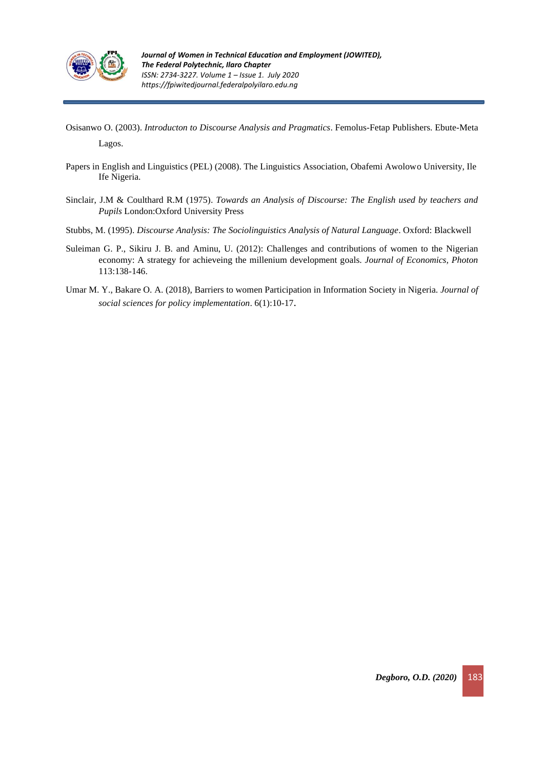Osisanwo O. (2003). *Introducton to Discourse Analysis and Pragmatics*. Femolus-Fetap Publishers. Ebute-Meta Lagos.

Papers in English and Linguistics (PEL) (2008). The Linguistics Association, Obafemi Awolowo University, Ile Ife Nigeria.

Sinclair, J.M & Coulthard R.M (1975). *Towards an Analysis of Discourse: The English used by teachers and Pupils* London:Oxford University Press

Stubbs, M. (1995). *Discourse Analysis: The Sociolinguistics Analysis of Natural Language*. Oxford: Blackwell

Suleiman G. P., Sikiru J. B. and Aminu, U. (2012): Challenges and contributions of women to the Nigerian economy: A strategy for achieveing the millenium development goals. *Journal of Economics, Photon* 113:138-146.

Umar M. Y., Bakare O. A. (2018), Barriers to women Participation in Information Society in Nigeria. *Journal of social sciences for policy implementation*. 6(1):10-17.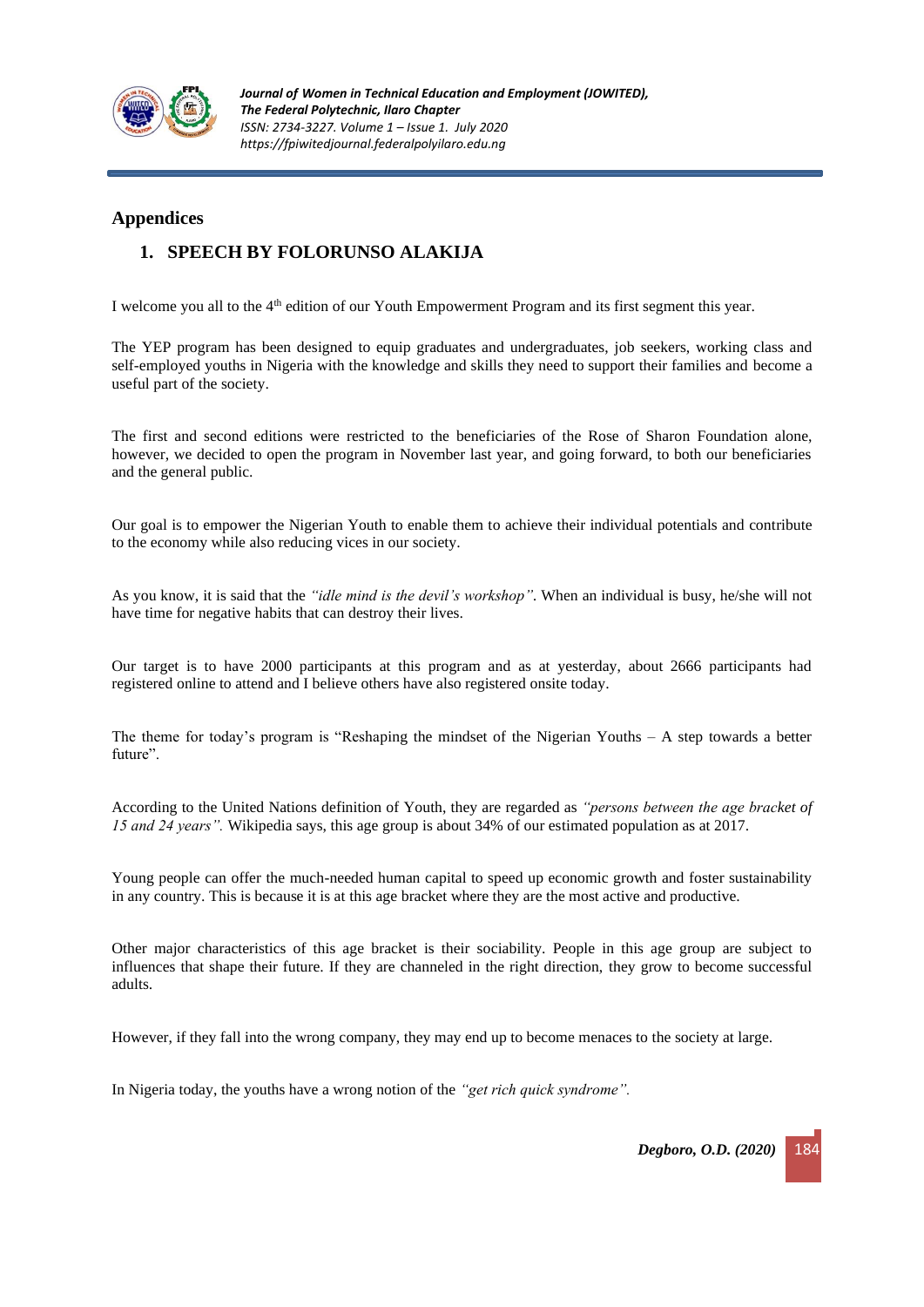## Appendices

### 1. SPEECH BY FOLORUNSO ALAKIJA

I welcome you all to the 4th edition of our Youth Empowerment Program and its first segment this year.

The YEP program has been designed to equip graduates and undergraduates, job seekers, working class and self-employed youths in Nigeria with the knowledge and skills they need to support their families and become a useful part of the society.

The first and second editions were restricted to the beneficiaries of the Rose of Sharon Foundation alone, however, we decided to open the program in November last year, and going forward, to both our beneficiaries and the general public.

Our goal is to empower the Nigerian Youth to enable them to achieve their individual potentials and contribute to the economy while also reducing vices in our society.

As you know, it is said that the *"idle mind is the devil's workshop"*. When an individual is busy, he/she will not have time for negative habits that can destroy their lives.

Our target is to have 2000 participants at this program and as at yesterday, about 2666 participants had registered online to attend and I believe others have also registered onsite today.

The theme for today's program is "Reshaping the mindset of the Nigerian Youths – A step towards a better future".

According to the United Nations definition of Youth, they are regarded as *"persons between the age bracket of 15 and 24 years"*. Wikipedia says, this age group is about 34% of our estimated population as at 2017.

Young people can offer the much-needed human capital to speed up economic growth and foster sustainability in any country. This is because it is at this age bracket where they are the most active and productive.

Other major characteristics of this age bracket is their sociability. People in this age group are subject to influences that shape their future. If they are channeled in the right direction, they grow to become successful adults.

However, if they fall into the wrong company, they may end up to become menaces to the society at large.

In Nigeria today, the youths have a wrong notion of the *"get rich quick syndrome".*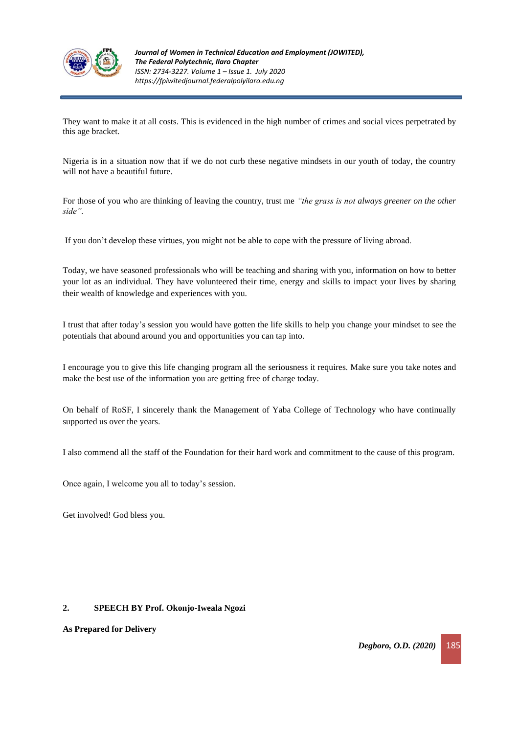They want to make it at all costs. This is evidenced in the high number of crimes and social vices perpetrated by this age bracket.

Nigeria is in a situation now that if we do not curb these negative mindsets in our youth of today, the country will not have a beautiful future.

For those of you who are thinking of leaving the country, trust me *"the grass is not always greener on the other side".*

If you don't develop these virtues, you might not be able to cope with the pressure of living abroad.

Today, we have seasoned professionals who will be teaching and sharing with you, information on how to better your lot as an individual. They have volunteered their time, energy and skills to impact your lives by sharing their wealth of knowledge and experiences with you.

I trust that after today's session you would have gotten the life skills to help you change your mindset to see the potentials that abound around you and opportunities you can tap into.

I encourage you to give this life changing program all the seriousness it requires. Make sure you take notes and make the best use of the information you are getting free of charge today.

On behalf of RoSF, I sincerely thank the Management of Yaba College of Technology who have continually supported us over the years.

I also commend all the staff of the Foundation for their hard work and commitment to the cause of this program.

Once again, I welcome you all to today's session.

Get involved! God bless you.

## 2. SPEECH BY Prof. Okonjo-Iweala Ngozi

**As Prepared for Delivery**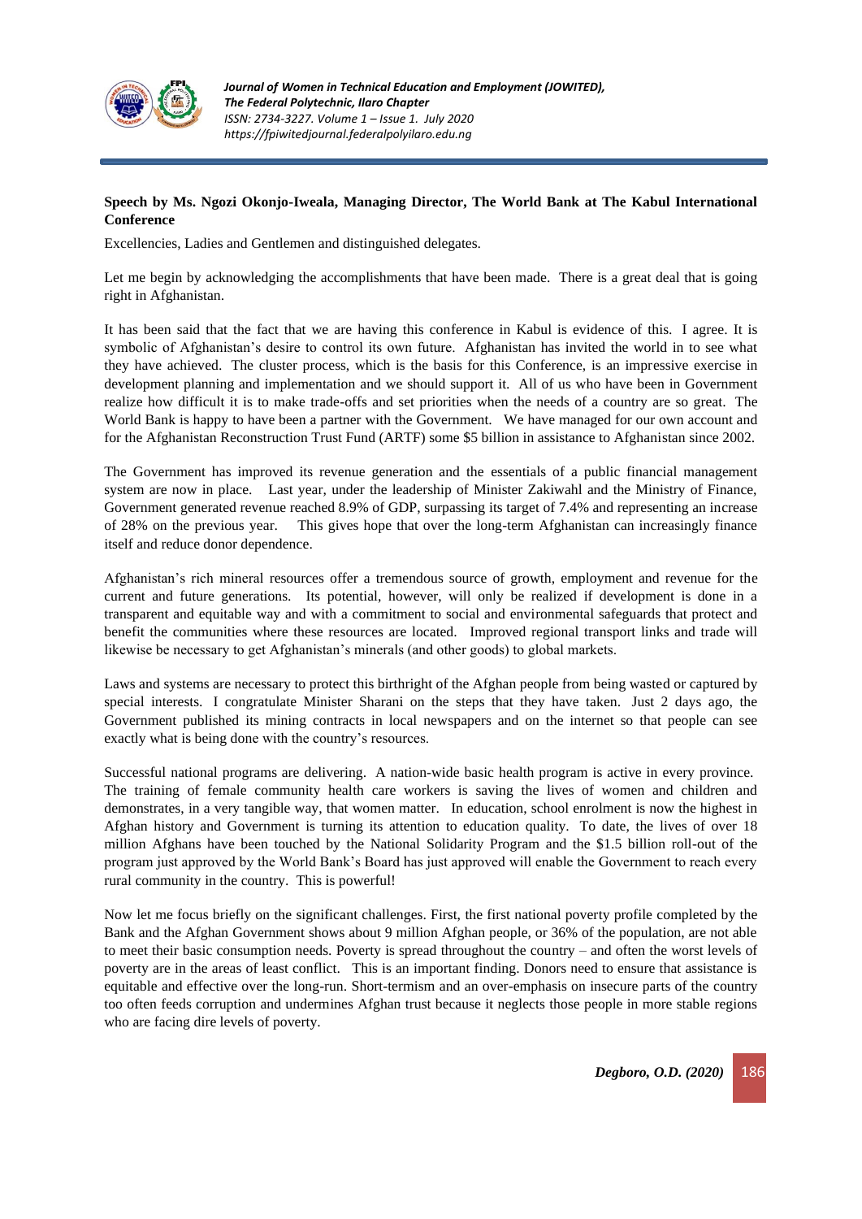**Speech by Ms. Ngozi Okonjo-Iweala, Managing Director, The World Bank at The Kabul International Conference**

Excellencies, Ladies and Gentlemen and distinguished delegates.

Let me begin by acknowledging the accomplishments that have been made. There is a great deal that is going right in Afghanistan.

It has been said that the fact that we are having this conference in Kabul is evidence of this. I agree. It is symbolic of Afghanistan's desire to control its own future. Afghanistan has invited the world in to see what they have achieved. The cluster process, which is the basis for this Conference, is an impressive exercise in development planning and implementation and we should support it. All of us who have been in Government realize how difficult it is to make trade-offs and set priorities when the needs of a country are so great. The World Bank is happy to have been a partner with the Government. We have managed for our own account and for the Afghanistan Reconstruction Trust Fund (ARTF) some $5 billion in assistance to Afghanistan since 2002.

The Government has improved its revenue generation and the essentials of a public financial management system are now in place. Last year, under the leadership of Minister Zakiwahl and the Ministry of Finance, Government generated revenue reached 8.9% of GDP, surpassing its target of 7.4% and representing an increase of 28% on the previous year. This gives hope that over the long-term Afghanistan can increasingly finance itself and reduce donor dependence.

Afghanistan's rich mineral resources offer a tremendous source of growth, employment and revenue for the current and future generations. Its potential, however, will only be realized if development is done in a transparent and equitable way and with a commitment to social and environmental safeguards that protect and benefit the communities where these resources are located. Improved regional transport links and trade will likewise be necessary to get Afghanistan's minerals (and other goods) to global markets.

Laws and systems are necessary to protect this birthright of the Afghan people from being wasted or captured by special interests. I congratulate Minister Sharani on the steps that they have taken. Just 2 days ago, the Government published its mining contracts in local newspapers and on the internet so that people can see exactly what is being done with the country's resources.

Successful national programs are delivering. A nation-wide basic health program is active in every province. The training of female community health care workers is saving the lives of women and children and demonstrates, in a very tangible way, that women matter. In education, school enrolment is now the highest in Afghan history and Government is turning its attention to education quality. To date, the lives of over 18 million Afghans have been touched by the National Solidarity Program and the $1.5 billion roll-out of the program just approved by the World Bank's Board has just approved will enable the Government to reach every rural community in the country. This is powerful!

Now let me focus briefly on the significant challenges. First, the first national poverty profile completed by the Bank and the Afghan Government shows about 9 million Afghan people, or 36% of the population, are not able to meet their basic consumption needs. Poverty is spread throughout the country – and often the worst levels of poverty are in the areas of least conflict. This is an important finding. Donors need to ensure that assistance is equitable and effective over the long-run. Short-termism and an over-emphasis on insecure parts of the country too often feeds corruption and undermines Afghan trust because it neglects those people in more stable regions who are facing dire levels of poverty.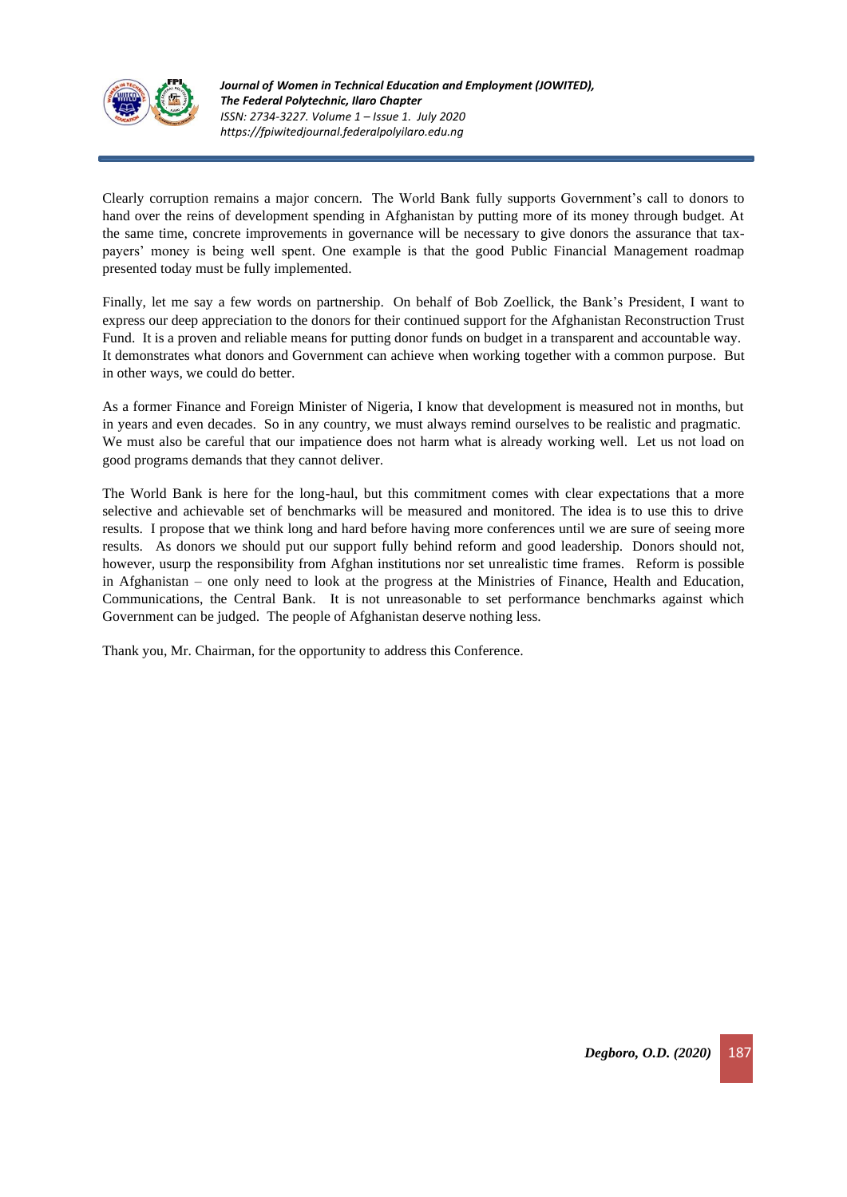Clearly corruption remains a major concern. The World Bank fully supports Government's call to donors to hand over the reins of development spending in Afghanistan by putting more of its money through budget. At the same time, concrete improvements in governance will be necessary to give donors the assurance that tax-payers' money is being well spent. One example is that the good Public Financial Management roadmap presented today must be fully implemented.

Finally, let me say a few words on partnership. On behalf of Bob Zoellick, the Bank's President, I want to express our deep appreciation to the donors for their continued support for the Afghanistan Reconstruction Trust Fund. It is a proven and reliable means for putting donor funds on budget in a transparent and accountable way. It demonstrates what donors and Government can achieve when working together with a common purpose. But in other ways, we could do better.

As a former Finance and Foreign Minister of Nigeria, I know that development is measured not in months, but in years and even decades. So in any country, we must always remind ourselves to be realistic and pragmatic. We must also be careful that our impatience does not harm what is already working well. Let us not load on good programs demands that they cannot deliver.

The World Bank is here for the long-haul, but this commitment comes with clear expectations that a more selective and achievable set of benchmarks will be measured and monitored. The idea is to use this to drive results. I propose that we think long and hard before having more conferences until we are sure of seeing more results. As donors we should put our support fully behind reform and good leadership. Donors should not, however, usurp the responsibility from Afghan institutions nor set unrealistic time frames. Reform is possible in Afghanistan – one only need to look at the progress at the Ministries of Finance, Health and Education, Communications, the Central Bank. It is not unreasonable to set performance benchmarks against which Government can be judged. The people of Afghanistan deserve nothing less.

Thank you, Mr. Chairman, for the opportunity to address this Conference.